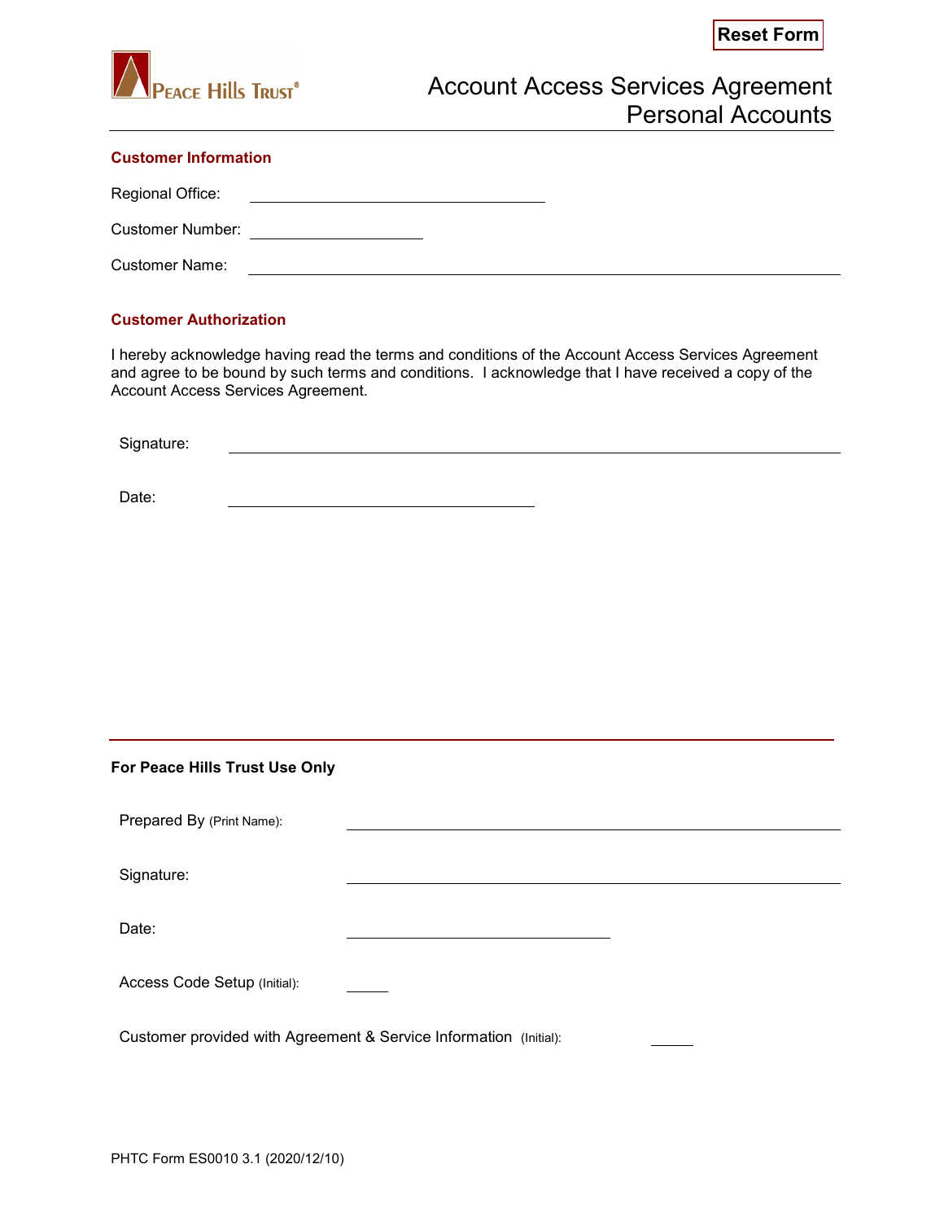Reset Form

PEACE HILLS TRUST®

# Account Access Services Agreement
# Personal Accounts

## Customer Information

Regional Office: ______________________________

Customer Number: __________________

Customer Name: ____________________________________________________________

## Customer Authorization

I hereby acknowledge having read the terms and conditions of the Account Access Services Agreement and agree to be bound by such terms and conditions. I acknowledge that I have received a copy of the Account Access Services Agreement.

Signature: ____________________________________________________________

Date: ______________________________

---

**For Peace Hills Trust Use Only**

Prepared By (Print Name): ______________________________________________

Signature: ______________________________________________

Date: ___________________________

Access Code Setup (Initial): _____

Customer provided with Agreement & Service Information (Initial): _____

PHTC Form ES0010 3.1 (2020/12/10)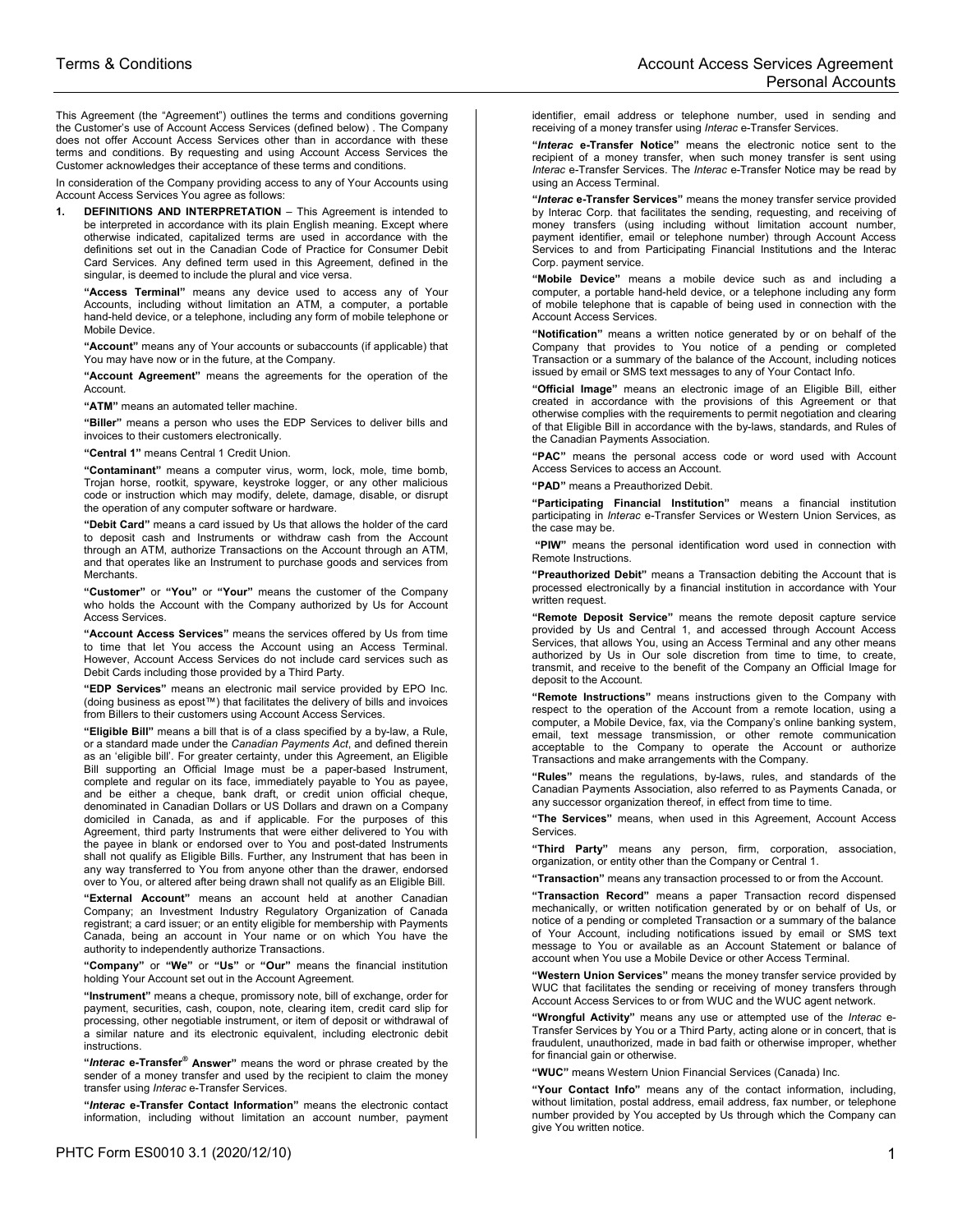This Agreement (the "Agreement") outlines the terms and conditions governing the Customer's use of Account Access Services (defined below) . The Company does not offer Account Access Services other than in accordance with these terms and conditions. By requesting and using Account Access Services the Customer acknowledges their acceptance of these terms and conditions.

In consideration of the Company providing access to any of Your Accounts using Account Access Services You agree as follows:

1. **DEFINITIONS AND INTERPRETATION** – This Agreement is intended to be interpreted in accordance with its plain English meaning. Except where otherwise indicated, capitalized terms are used in accordance with the definitions set out in the Canadian Code of Practice for Consumer Debit Card Services. Any defined term used in this Agreement, defined in the singular, is deemed to include the plural and vice versa.

**"Access Terminal"** means any device used to access any of Your Accounts, including without limitation an ATM, a computer, a portable hand-held device, or a telephone, including any form of mobile telephone or Mobile Device.

**"Account"** means any of Your accounts or subaccounts (if applicable) that You may have now or in the future, at the Company.

**"Account Agreement"** means the agreements for the operation of the Account.

**"ATM"** means an automated teller machine.

**"Biller"** means a person who uses the EDP Services to deliver bills and invoices to their customers electronically.

**"Central 1"** means Central 1 Credit Union.

**"Contaminant"** means a computer virus, worm, lock, mole, time bomb, Trojan horse, rootkit, spyware, keystroke logger, or any other malicious code or instruction which may modify, delete, damage, disable, or disrupt the operation of any computer software or hardware.

**"Debit Card"** means a card issued by Us that allows the holder of the card to deposit cash and Instruments or withdraw cash from the Account through an ATM, authorize Transactions on the Account through an ATM, and that operates like an Instrument to purchase goods and services from Merchants.

**"Customer"** or **"You"** or **"Your"** means the customer of the Company who holds the Account with the Company authorized by Us for Account Access Services.

**"Account Access Services"** means the services offered by Us from time to time that let You access the Account using an Access Terminal. However, Account Access Services do not include card services such as Debit Cards including those provided by a Third Party.

**"EDP Services"** means an electronic mail service provided by EPO Inc. (doing business as epost™) that facilitates the delivery of bills and invoices from Billers to their customers using Account Access Services.

**"Eligible Bill"** means a bill that is of a class specified by a by-law, a Rule, or a standard made under the *Canadian Payments Act*, and defined therein as an 'eligible bill'. For greater certainty, under this Agreement, an Eligible Bill supporting an Official Image must be a paper-based Instrument, complete and regular on its face, immediately payable to You as payee, and be either a cheque, bank draft, or credit union official cheque, denominated in Canadian Dollars or US Dollars and drawn on a Company domiciled in Canada, as and if applicable. For the purposes of this Agreement, third party Instruments that were either delivered to You with the payee in blank or endorsed over to You and post-dated Instruments shall not qualify as Eligible Bills. Further, any Instrument that has been in any way transferred to You from anyone other than the drawer, endorsed over to You, or altered after being drawn shall not qualify as an Eligible Bill.

**"External Account"** means an account held at another Canadian Company; an Investment Industry Regulatory Organization of Canada registrant; a card issuer; or an entity eligible for membership with Payments Canada, being an account in Your name or on which You have the authority to independently authorize Transactions.

**"Company"** or **"We"** or **"Us"** or **"Our"** means the financial institution holding Your Account set out in the Account Agreement.

**"Instrument"** means a cheque, promissory note, bill of exchange, order for payment, securities, cash, coupon, note, clearing item, credit card slip for processing, other negotiable instrument, or item of deposit or withdrawal of a similar nature and its electronic equivalent, including electronic debit instructions.

**"*Interac* e-Transfer® Answer"** means the word or phrase created by the sender of a money transfer and used by the recipient to claim the money transfer using *Interac* e-Transfer Services.

**"*Interac* e-Transfer Contact Information"** means the electronic contact information, including without limitation an account number, payment identifier, email address or telephone number, used in sending and receiving of a money transfer using *Interac* e-Transfer Services.

**"*Interac* e-Transfer Notice"** means the electronic notice sent to the recipient of a money transfer, when such money transfer is sent using *Interac* e-Transfer Services. The *Interac* e-Transfer Notice may be read by using an Access Terminal.

**"*Interac* e-Transfer Services"** means the money transfer service provided by Interac Corp. that facilitates the sending, requesting, and receiving of money transfers (using including without limitation account number, payment identifier, email or telephone number) through Account Access Services to and from Participating Financial Institutions and the Interac Corp. payment service.

**"Mobile Device"** means a mobile device such as and including a computer, a portable hand-held device, or a telephone including any form of mobile telephone that is capable of being used in connection with the Account Access Services.

**"Notification"** means a written notice generated by or on behalf of the Company that provides to You notice of a pending or completed Transaction or a summary of the balance of the Account, including notices issued by email or SMS text messages to any of Your Contact Info.

**"Official Image"** means an electronic image of an Eligible Bill, either created in accordance with the provisions of this Agreement or that otherwise complies with the requirements to permit negotiation and clearing of that Eligible Bill in accordance with the by-laws, standards, and Rules of the Canadian Payments Association.

**"PAC"** means the personal access code or word used with Account Access Services to access an Account.

**"PAD"** means a Preauthorized Debit.

**"Participating Financial Institution"** means a financial institution participating in *Interac* e-Transfer Services or Western Union Services, as the case may be.

**"PIW"** means the personal identification word used in connection with Remote Instructions.

**"Preauthorized Debit"** means a Transaction debiting the Account that is processed electronically by a financial institution in accordance with Your written request.

**"Remote Deposit Service"** means the remote deposit capture service provided by Us and Central 1, and accessed through Account Access Services, that allows You, using an Access Terminal and any other means authorized by Us in Our sole discretion from time to time, to create, transmit, and receive to the benefit of the Company an Official Image for deposit to the Account.

**"Remote Instructions"** means instructions given to the Company with respect to the operation of the Account from a remote location, using a computer, a Mobile Device, fax, via the Company's online banking system, email, text message transmission, or other remote communication acceptable to the Company to operate the Account or authorize Transactions and make arrangements with the Company.

**"Rules"** means the regulations, by-laws, rules, and standards of the Canadian Payments Association, also referred to as Payments Canada, or any successor organization thereof, in effect from time to time.

**"The Services"** means, when used in this Agreement, Account Access Services.

**"Third Party"** means any person, firm, corporation, association, organization, or entity other than the Company or Central 1.

**"Transaction"** means any transaction processed to or from the Account.

**"Transaction Record"** means a paper Transaction record dispensed mechanically, or written notification generated by or on behalf of Us, or notice of a pending or completed Transaction or a summary of the balance of Your Account, including notifications issued by email or SMS text message to You or available as an Account Statement or balance of account when You use a Mobile Device or other Access Terminal.

**"Western Union Services"** means the money transfer service provided by WUC that facilitates the sending or receiving of money transfers through Account Access Services to or from WUC and the WUC agent network.

**"Wrongful Activity"** means any use or attempted use of the *Interac* e-Transfer Services by You or a Third Party, acting alone or in concert, that is fraudulent, unauthorized, made in bad faith or otherwise improper, whether for financial gain or otherwise.

**"WUC"** means Western Union Financial Services (Canada) Inc.

**"Your Contact Info"** means any of the contact information, including, without limitation, postal address, email address, fax number, or telephone number provided by You accepted by Us through which the Company can give You written notice.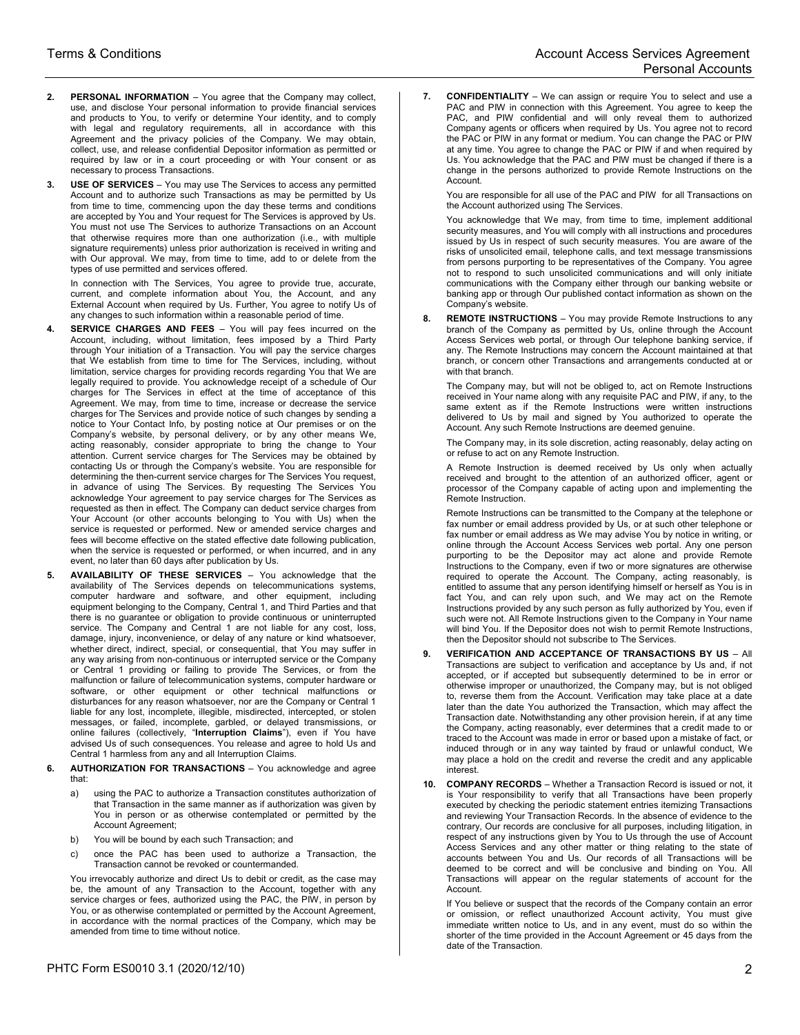**2. PERSONAL INFORMATION** – You agree that the Company may collect, use, and disclose Your personal information to provide financial services and products to You, to verify or determine Your identity, and to comply with legal and regulatory requirements, all in accordance with this Agreement and the privacy policies of the Company. We may obtain, collect, use, and release confidential Depositor information as permitted or required by law or in a court proceeding or with Your consent or as necessary to process Transactions.

**3. USE OF SERVICES** – You may use The Services to access any permitted Account and to authorize such Transactions as may be permitted by Us from time to time, commencing upon the day these terms and conditions are accepted by You and Your request for The Services is approved by Us. You must not use The Services to authorize Transactions on an Account that otherwise requires more than one authorization (i.e., with multiple signature requirements) unless prior authorization is received in writing and with Our approval. We may, from time to time, add to or delete from the types of use permitted and services offered.

In connection with The Services, You agree to provide true, accurate, current, and complete information about You, the Account, and any External Account when required by Us. Further, You agree to notify Us of any changes to such information within a reasonable period of time.

**4. SERVICE CHARGES AND FEES** – You will pay fees incurred on the Account, including, without limitation, fees imposed by a Third Party through Your initiation of a Transaction. You will pay the service charges that We establish from time to time for The Services, including, without limitation, service charges for providing records regarding You that We are legally required to provide. You acknowledge receipt of a schedule of Our charges for The Services in effect at the time of acceptance of this Agreement. We may, from time to time, increase or decrease the service charges for The Services and provide notice of such changes by sending a notice to Your Contact Info, by posting notice at Our premises or on the Company's website, by personal delivery, or by any other means We, acting reasonably, consider appropriate to bring the change to Your attention. Current service charges for The Services may be obtained by contacting Us or through the Company's website. You are responsible for determining the then-current service charges for The Services You request, in advance of using The Services. By requesting The Services You acknowledge Your agreement to pay service charges for The Services as requested as then in effect. The Company can deduct service charges from Your Account (or other accounts belonging to You with Us) when the service is requested or performed. New or amended service charges and fees will become effective on the stated effective date following publication, when the service is requested or performed, or when incurred, and in any event, no later than 60 days after publication by Us.

**5. AVAILABILITY OF THESE SERVICES** – You acknowledge that the availability of The Services depends on telecommunications systems, computer hardware and software, and other equipment, including equipment belonging to the Company, Central 1, and Third Parties and that there is no guarantee or obligation to provide continuous or uninterrupted service. The Company and Central 1 are not liable for any cost, loss, damage, injury, inconvenience, or delay of any nature or kind whatsoever, whether direct, indirect, special, or consequential, that You may suffer in any way arising from non-continuous or interrupted service or the Company or Central 1 providing or failing to provide The Services, or from the malfunction or failure of telecommunication systems, computer hardware or software, or other equipment or other technical malfunctions or disturbances for any reason whatsoever, nor are the Company or Central 1 liable for any lost, incomplete, illegible, misdirected, intercepted, or stolen messages, or failed, incomplete, garbled, or delayed transmissions, or online failures (collectively, "**Interruption Claims**"), even if You have advised Us of such consequences. You release and agree to hold Us and Central 1 harmless from any and all Interruption Claims.

**6. AUTHORIZATION FOR TRANSACTIONS** – You acknowledge and agree that:

a) using the PAC to authorize a Transaction constitutes authorization of that Transaction in the same manner as if authorization was given by You in person or as otherwise contemplated or permitted by the Account Agreement;

b) You will be bound by each such Transaction; and

c) once the PAC has been used to authorize a Transaction, the Transaction cannot be revoked or countermanded.

You irrevocably authorize and direct Us to debit or credit, as the case may be, the amount of any Transaction to the Account, together with any service charges or fees, authorized using the PAC, the PIW, in person by You, or as otherwise contemplated or permitted by the Account Agreement, in accordance with the normal practices of the Company, which may be amended from time to time without notice.

**7. CONFIDENTIALITY** – We can assign or require You to select and use a PAC and PIW in connection with this Agreement. You agree to keep the PAC, and PIW confidential and will only reveal them to authorized Company agents or officers when required by Us. You agree not to record the PAC or PIW in any format or medium. You can change the PAC or PIW at any time. You agree to change the PAC or PIW if and when required by Us. You acknowledge that the PAC and PIW must be changed if there is a change in the persons authorized to provide Remote Instructions on the Account.

You are responsible for all use of the PAC and PIW for all Transactions on the Account authorized using The Services.

You acknowledge that We may, from time to time, implement additional security measures, and You will comply with all instructions and procedures issued by Us in respect of such security measures. You are aware of the risks of unsolicited email, telephone calls, and text message transmissions from persons purporting to be representatives of the Company. You agree not to respond to such unsolicited communications and will only initiate communications with the Company either through our banking website or banking app or through Our published contact information as shown on the Company's website.

**8. REMOTE INSTRUCTIONS** – You may provide Remote Instructions to any branch of the Company as permitted by Us, online through the Account Access Services web portal, or through Our telephone banking service, if any. The Remote Instructions may concern the Account maintained at that branch, or concern other Transactions and arrangements conducted at or with that branch.

The Company may, but will not be obliged to, act on Remote Instructions received in Your name along with any requisite PAC and PIW, if any, to the same extent as if the Remote Instructions were written instructions delivered to Us by mail and signed by You authorized to operate the Account. Any such Remote Instructions are deemed genuine.

The Company may, in its sole discretion, acting reasonably, delay acting on or refuse to act on any Remote Instruction.

A Remote Instruction is deemed received by Us only when actually received and brought to the attention of an authorized officer, agent or processor of the Company capable of acting upon and implementing the Remote Instruction.

Remote Instructions can be transmitted to the Company at the telephone or fax number or email address provided by Us, or at such other telephone or fax number or email address as We may advise You by notice in writing, or online through the Account Access Services web portal. Any one person purporting to be the Depositor may act alone and provide Remote Instructions to the Company, even if two or more signatures are otherwise required to operate the Account. The Company, acting reasonably, is entitled to assume that any person identifying himself or herself as You is in fact You, and can rely upon such, and We may act on the Remote Instructions provided by any such person as fully authorized by You, even if such were not. All Remote Instructions given to the Company in Your name will bind You. If the Depositor does not wish to permit Remote Instructions, then the Depositor should not subscribe to The Services.

**9. VERIFICATION AND ACCEPTANCE OF TRANSACTIONS BY US** – All Transactions are subject to verification and acceptance by Us and, if not accepted, or if accepted but subsequently determined to be in error or otherwise improper or unauthorized, the Company may, but is not obliged to, reverse them from the Account. Verification may take place at a date later than the date You authorized the Transaction, which may affect the Transaction date. Notwithstanding any other provision herein, if at any time the Company, acting reasonably, ever determines that a credit made to or traced to the Account was made in error or based upon a mistake of fact, or induced through or in any way tainted by fraud or unlawful conduct, We may place a hold on the credit and reverse the credit and any applicable interest.

**10. COMPANY RECORDS** – Whether a Transaction Record is issued or not, it is Your responsibility to verify that all Transactions have been properly executed by checking the periodic statement entries itemizing Transactions and reviewing Your Transaction Records. In the absence of evidence to the contrary, Our records are conclusive for all purposes, including litigation, in respect of any instructions given by You to Us through the use of Account Access Services and any other matter or thing relating to the state of accounts between You and Us. Our records of all Transactions will be deemed to be correct and will be conclusive and binding on You. All Transactions will appear on the regular statements of account for the Account.

If You believe or suspect that the records of the Company contain an error or omission, or reflect unauthorized Account activity, You must give immediate written notice to Us, and in any event, must do so within the shorter of the time provided in the Account Agreement or 45 days from the date of the Transaction.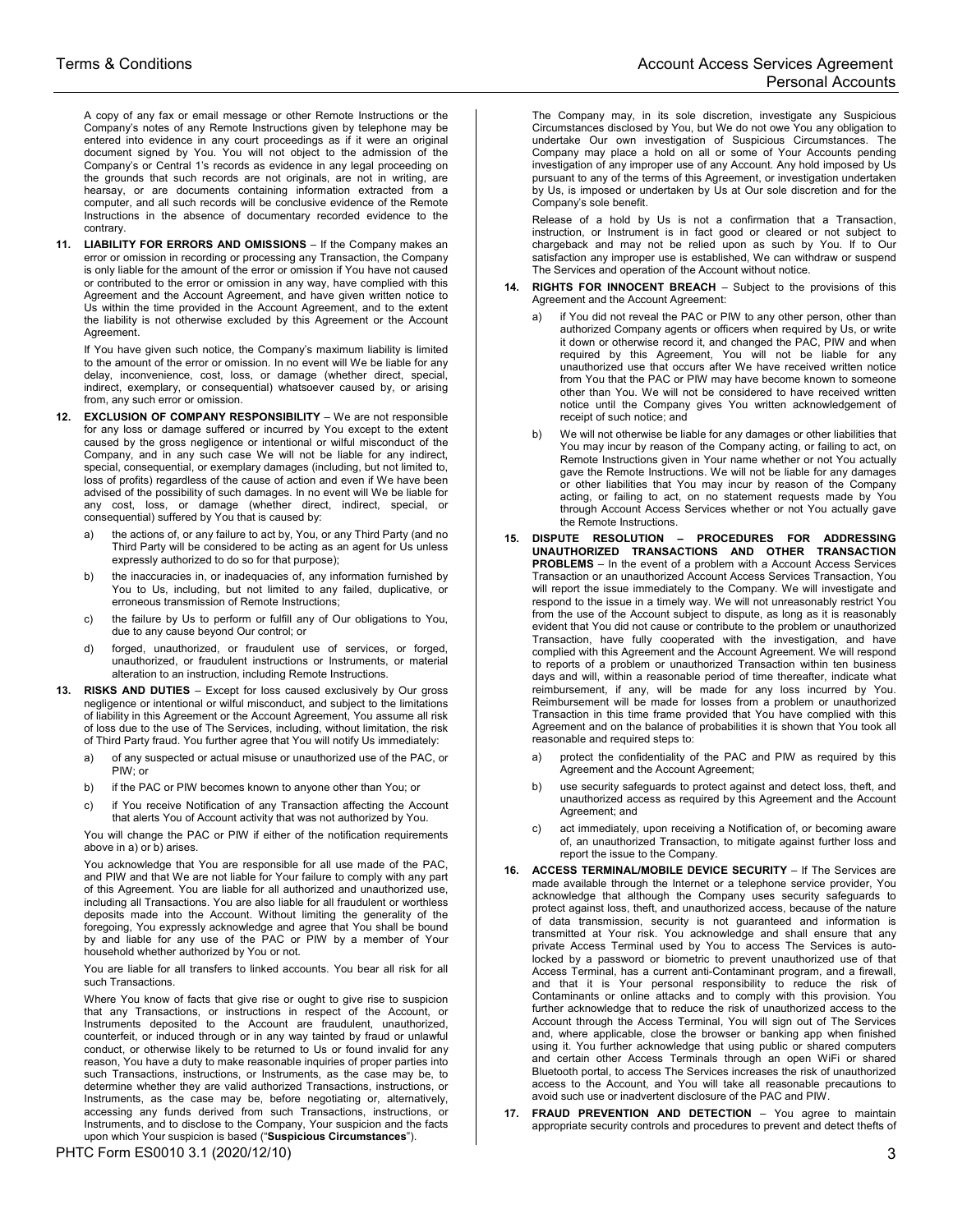A copy of any fax or email message or other Remote Instructions or the Company's notes of any Remote Instructions given by telephone may be entered into evidence in any court proceedings as if it were an original document signed by You. You will not object to the admission of the Company's or Central 1's records as evidence in any legal proceeding on the grounds that such records are not originals, are not in writing, are hearsay, or are documents containing information extracted from a computer, and all such records will be conclusive evidence of the Remote Instructions in the absence of documentary recorded evidence to the contrary.

**11. LIABILITY FOR ERRORS AND OMISSIONS** – If the Company makes an error or omission in recording or processing any Transaction, the Company is only liable for the amount of the error or omission if You have not caused or contributed to the error or omission in any way, have complied with this Agreement and the Account Agreement, and have given written notice to Us within the time provided in the Account Agreement, and to the extent the liability is not otherwise excluded by this Agreement or the Account Agreement.

If You have given such notice, the Company's maximum liability is limited to the amount of the error or omission. In no event will We be liable for any delay, inconvenience, cost, loss, or damage (whether direct, special, indirect, exemplary, or consequential) whatsoever caused by, or arising from, any such error or omission.

**12. EXCLUSION OF COMPANY RESPONSIBILITY** – We are not responsible for any loss or damage suffered or incurred by You except to the extent caused by the gross negligence or intentional or wilful misconduct of the Company, and in any such case We will not be liable for any indirect, special, consequential, or exemplary damages (including, but not limited to, loss of profits) regardless of the cause of action and even if We have been advised of the possibility of such damages. In no event will We be liable for any cost, loss, or damage (whether direct, indirect, special, or consequential) suffered by You that is caused by:

a) the actions of, or any failure to act by, You, or any Third Party (and no Third Party will be considered to be acting as an agent for Us unless expressly authorized to do so for that purpose);

b) the inaccuracies in, or inadequacies of, any information furnished by You to Us, including, but not limited to any failed, duplicative, or erroneous transmission of Remote Instructions;

c) the failure by Us to perform or fulfill any of Our obligations to You, due to any cause beyond Our control; or

d) forged, unauthorized, or fraudulent use of services, or forged, unauthorized, or fraudulent instructions or Instruments, or material alteration to an instruction, including Remote Instructions.

**13. RISKS AND DUTIES** – Except for loss caused exclusively by Our gross negligence or intentional or wilful misconduct, and subject to the limitations of liability in this Agreement or the Account Agreement, You assume all risk of loss due to the use of The Services, including, without limitation, the risk of Third Party fraud. You further agree that You will notify Us immediately:

a) of any suspected or actual misuse or unauthorized use of the PAC, or PIW; or

b) if the PAC or PIW becomes known to anyone other than You; or

c) if You receive Notification of any Transaction affecting the Account that alerts You of Account activity that was not authorized by You.

You will change the PAC or PIW if either of the notification requirements above in a) or b) arises.

You acknowledge that You are responsible for all use made of the PAC, and PIW and that We are not liable for Your failure to comply with any part of this Agreement. You are liable for all authorized and unauthorized use, including all Transactions. You are also liable for all fraudulent or worthless deposits made into the Account. Without limiting the generality of the foregoing, You expressly acknowledge and agree that You shall be bound by and liable for any use of the PAC or PIW by a member of Your household whether authorized by You or not.

You are liable for all transfers to linked accounts. You bear all risk for all such Transactions.

Where You know of facts that give rise or ought to give rise to suspicion that any Transactions, or instructions in respect of the Account, or Instruments deposited to the Account are fraudulent, unauthorized, counterfeit, or induced through or in any way tainted by fraud or unlawful conduct, or otherwise likely to be returned to Us or found invalid for any reason, You have a duty to make reasonable inquiries of proper parties into such Transactions, instructions, or Instruments, as the case may be, to determine whether they are valid authorized Transactions, instructions, or Instruments, as the case may be, before negotiating or, alternatively, accessing any funds derived from such Transactions, instructions, or Instruments, and to disclose to the Company, Your suspicion and the facts upon which Your suspicion is based ("**Suspicious Circumstances**").

The Company may, in its sole discretion, investigate any Suspicious Circumstances disclosed by You, but We do not owe You any obligation to undertake Our own investigation of Suspicious Circumstances. The Company may place a hold on all or some of Your Accounts pending investigation of any improper use of any Account. Any hold imposed by Us pursuant to any of the terms of this Agreement, or investigation undertaken by Us, is imposed or undertaken by Us at Our sole discretion and for the Company's sole benefit.

Release of a hold by Us is not a confirmation that a Transaction, instruction, or Instrument is in fact good or cleared or not subject to chargeback and may not be relied upon as such by You. If to Our satisfaction any improper use is established, We can withdraw or suspend The Services and operation of the Account without notice.

**14. RIGHTS FOR INNOCENT BREACH** – Subject to the provisions of this Agreement and the Account Agreement:

a) if You did not reveal the PAC or PIW to any other person, other than authorized Company agents or officers when required by Us, or write it down or otherwise record it, and changed the PAC, PIW and when required by this Agreement, You will not be liable for any unauthorized use that occurs after We have received written notice from You that the PAC or PIW may have become known to someone other than You. We will not be considered to have received written notice until the Company gives You written acknowledgement of receipt of such notice; and

b) We will not otherwise be liable for any damages or other liabilities that You may incur by reason of the Company acting, or failing to act, on Remote Instructions given in Your name whether or not You actually gave the Remote Instructions. We will not be liable for any damages or other liabilities that You may incur by reason of the Company acting, or failing to act, on no statement requests made by You through Account Access Services whether or not You actually gave the Remote Instructions.

**15. DISPUTE RESOLUTION – PROCEDURES FOR ADDRESSING UNAUTHORIZED TRANSACTIONS AND OTHER TRANSACTION PROBLEMS** – In the event of a problem with a Account Access Services Transaction or an unauthorized Account Access Services Transaction, You will report the issue immediately to the Company. We will investigate and respond to the issue in a timely way. We will not unreasonably restrict You from the use of the Account subject to dispute, as long as it is reasonably evident that You did not cause or contribute to the problem or unauthorized Transaction, have fully cooperated with the investigation, and have complied with this Agreement and the Account Agreement. We will respond to reports of a problem or unauthorized Transaction within ten business days and will, within a reasonable period of time thereafter, indicate what reimbursement, if any, will be made for any loss incurred by You. Reimbursement will be made for losses from a problem or unauthorized Transaction in this time frame provided that You have complied with this Agreement and on the balance of probabilities it is shown that You took all reasonable and required steps to:

a) protect the confidentiality of the PAC and PIW as required by this Agreement and the Account Agreement;

b) use security safeguards to protect against and detect loss, theft, and unauthorized access as required by this Agreement and the Account Agreement; and

c) act immediately, upon receiving a Notification of, or becoming aware of, an unauthorized Transaction, to mitigate against further loss and report the issue to the Company.

**16. ACCESS TERMINAL/MOBILE DEVICE SECURITY** – If The Services are made available through the Internet or a telephone service provider, You acknowledge that although the Company uses security safeguards to protect against loss, theft, and unauthorized access, because of the nature of data transmission, security is not guaranteed and information is transmitted at Your risk. You acknowledge and shall ensure that any private Access Terminal used by You to access The Services is auto-locked by a password or biometric to prevent unauthorized use of that Access Terminal, has a current anti-Contaminant program, and a firewall, and that it is Your personal responsibility to reduce the risk of Contaminants or online attacks and to comply with this provision. You further acknowledge that to reduce the risk of unauthorized access to the Account through the Access Terminal, You will sign out of The Services and, where applicable, close the browser or banking app when finished using it. You further acknowledge that using public or shared computers and certain other Access Terminals through an open WiFi or shared Bluetooth portal, to access The Services increases the risk of unauthorized access to the Account, and You will take all reasonable precautions to avoid such use or inadvertent disclosure of the PAC and PIW.

**17. FRAUD PREVENTION AND DETECTION** – You agree to maintain appropriate security controls and procedures to prevent and detect thefts of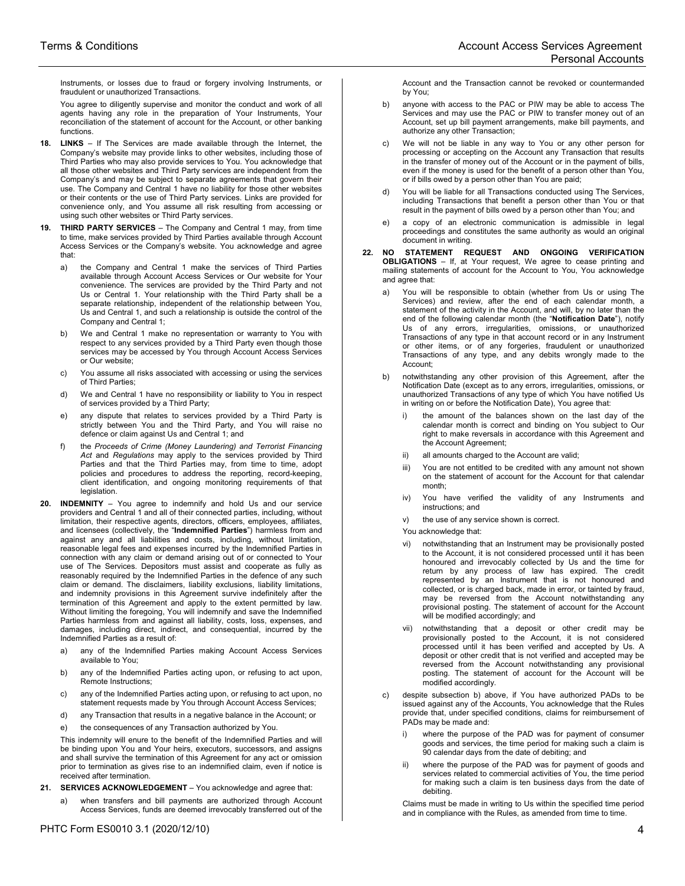Instruments, or losses due to fraud or forgery involving Instruments, or fraudulent or unauthorized Transactions.

You agree to diligently supervise and monitor the conduct and work of all agents having any role in the preparation of Your Instruments, Your reconciliation of the statement of account for the Account, or other banking functions.

**18. LINKS** – If The Services are made available through the Internet, the Company's website may provide links to other websites, including those of Third Parties who may also provide services to You. You acknowledge that all those other websites and Third Party services are independent from the Company's and may be subject to separate agreements that govern their use. The Company and Central 1 have no liability for those other websites or their contents or the use of Third Party services. Links are provided for convenience only, and You assume all risk resulting from accessing or using such other websites or Third Party services.

**19. THIRD PARTY SERVICES** – The Company and Central 1 may, from time to time, make services provided by Third Parties available through Account Access Services or the Company's website. You acknowledge and agree that:

a) the Company and Central 1 make the services of Third Parties available through Account Access Services or Our website for Your convenience. The services are provided by the Third Party and not Us or Central 1. Your relationship with the Third Party shall be a separate relationship, independent of the relationship between You, Us and Central 1, and such a relationship is outside the control of the Company and Central 1;

b) We and Central 1 make no representation or warranty to You with respect to any services provided by a Third Party even though those services may be accessed by You through Account Access Services or Our website;

c) You assume all risks associated with accessing or using the services of Third Parties;

d) We and Central 1 have no responsibility or liability to You in respect of services provided by a Third Party;

e) any dispute that relates to services provided by a Third Party is strictly between You and the Third Party, and You will raise no defence or claim against Us and Central 1; and

f) the *Proceeds of Crime (Money Laundering) and Terrorist Financing Act* and *Regulations* may apply to the services provided by Third Parties and that the Third Parties may, from time to time, adopt policies and procedures to address the reporting, record-keeping, client identification, and ongoing monitoring requirements of that legislation.

**20. INDEMNITY** – You agree to indemnify and hold Us and our service providers and Central 1 and all of their connected parties, including, without limitation, their respective agents, directors, officers, employees, affiliates, and licensees (collectively, the "**Indemnified Parties**") harmless from and against any and all liabilities and costs, including, without limitation, reasonable legal fees and expenses incurred by the Indemnified Parties in connection with any claim or demand arising out of or connected to Your use of The Services. Depositors must assist and cooperate as fully as reasonably required by the Indemnified Parties in the defence of any such claim or demand. The disclaimers, liability exclusions, liability limitations, and indemnity provisions in this Agreement survive indefinitely after the termination of this Agreement and apply to the extent permitted by law. Without limiting the foregoing, You will indemnify and save the Indemnified Parties harmless from and against all liability, costs, loss, expenses, and damages, including direct, indirect, and consequential, incurred by the Indemnified Parties as a result of:

a) any of the Indemnified Parties making Account Access Services available to You;

b) any of the Indemnified Parties acting upon, or refusing to act upon, Remote Instructions;

c) any of the Indemnified Parties acting upon, or refusing to act upon, no statement requests made by You through Account Access Services;

d) any Transaction that results in a negative balance in the Account; or

e) the consequences of any Transaction authorized by You.

This indemnity will enure to the benefit of the Indemnified Parties and will be binding upon You and Your heirs, executors, successors, and assigns and shall survive the termination of this Agreement for any act or omission prior to termination as gives rise to an indemnified claim, even if notice is received after termination.

**21. SERVICES ACKNOWLEDGEMENT** – You acknowledge and agree that:

a) when transfers and bill payments are authorized through Account Access Services, funds are deemed irrevocably transferred out of the Account and the Transaction cannot be revoked or countermanded by You;

b) anyone with access to the PAC or PIW may be able to access The Services and may use the PAC or PIW to transfer money out of an Account, set up bill payment arrangements, make bill payments, and authorize any other Transaction;

c) We will not be liable in any way to You or any other person for processing or accepting on the Account any Transaction that results in the transfer of money out of the Account or in the payment of bills, even if the money is used for the benefit of a person other than You, or if bills owed by a person other than You are paid;

d) You will be liable for all Transactions conducted using The Services, including Transactions that benefit a person other than You or that result in the payment of bills owed by a person other than You; and

e) a copy of an electronic communication is admissible in legal proceedings and constitutes the same authority as would an original document in writing.

**22. NO STATEMENT REQUEST AND ONGOING VERIFICATION OBLIGATIONS** – If, at Your request, We agree to cease printing and mailing statements of account for the Account to You, You acknowledge and agree that:

a) You will be responsible to obtain (whether from Us or using The Services) and review, after the end of each calendar month, a statement of the activity in the Account, and will, by no later than the end of the following calendar month (the "**Notification Date**"), notify Us of any errors, irregularities, omissions, or unauthorized Transactions of any type in that account record or in any Instrument or other items, or of any forgeries, fraudulent or unauthorized Transactions of any type, and any debits wrongly made to the Account;

b) notwithstanding any other provision of this Agreement, after the Notification Date (except as to any errors, irregularities, omissions, or unauthorized Transactions of any type of which You have notified Us in writing on or before the Notification Date), You agree that:

i) the amount of the balances shown on the last day of the calendar month is correct and binding on You subject to Our right to make reversals in accordance with this Agreement and the Account Agreement;

ii) all amounts charged to the Account are valid;

iii) You are not entitled to be credited with any amount not shown on the statement of account for the Account for that calendar month;

iv) You have verified the validity of any Instruments and instructions; and

v) the use of any service shown is correct.

You acknowledge that:

vi) notwithstanding that an Instrument may be provisionally posted to the Account, it is not considered processed until it has been honoured and irrevocably collected by Us and the time for return by any process of law has expired. The credit represented by an Instrument that is not honoured and collected, or is charged back, made in error, or tainted by fraud, may be reversed from the Account notwithstanding any provisional posting. The statement of account for the Account will be modified accordingly; and

vii) notwithstanding that a deposit or other credit may be provisionally posted to the Account, it is not considered processed until it has been verified and accepted by Us. A deposit or other credit that is not verified and accepted may be reversed from the Account notwithstanding any provisional posting. The statement of account for the Account will be modified accordingly.

c) despite subsection b) above, if You have authorized PADs to be issued against any of the Accounts, You acknowledge that the Rules provide that, under specified conditions, claims for reimbursement of PADs may be made and:

i) where the purpose of the PAD was for payment of consumer goods and services, the time period for making such a claim is 90 calendar days from the date of debiting; and

ii) where the purpose of the PAD was for payment of goods and services related to commercial activities of You, the time period for making such a claim is ten business days from the date of debiting.

Claims must be made in writing to Us within the specified time period and in compliance with the Rules, as amended from time to time.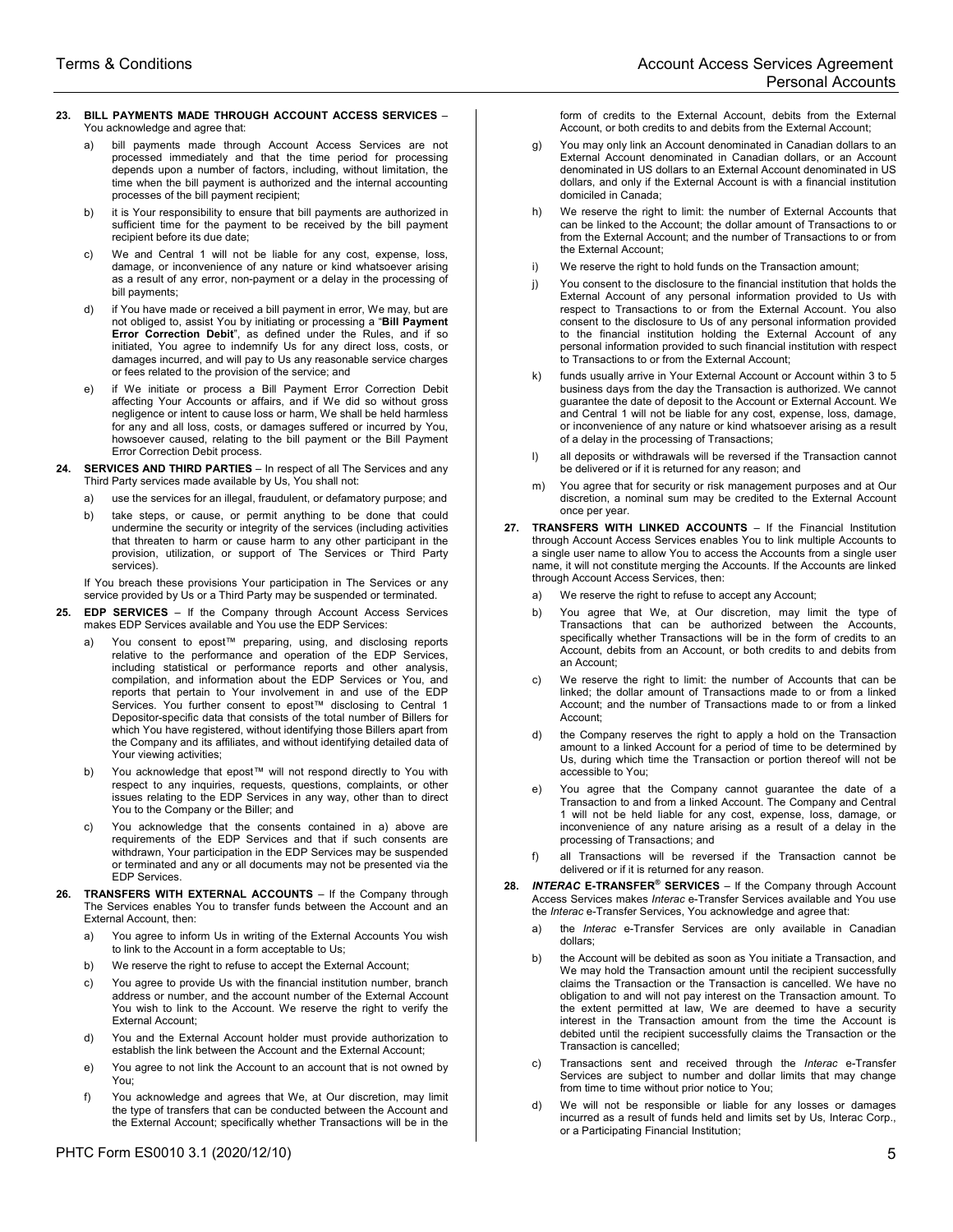**23. BILL PAYMENTS MADE THROUGH ACCOUNT ACCESS SERVICES** – You acknowledge and agree that:

a) bill payments made through Account Access Services are not processed immediately and that the time period for processing depends upon a number of factors, including, without limitation, the time when the bill payment is authorized and the internal accounting processes of the bill payment recipient;

b) it is Your responsibility to ensure that bill payments are authorized in sufficient time for the payment to be received by the bill payment recipient before its due date;

c) We and Central 1 will not be liable for any cost, expense, loss, damage, or inconvenience of any nature or kind whatsoever arising as a result of any error, non-payment or a delay in the processing of bill payments;

d) if You have made or received a bill payment in error, We may, but are not obliged to, assist You by initiating or processing a "**Bill Payment Error Correction Debit**", as defined under the Rules, and if so initiated, You agree to indemnify Us for any direct loss, costs, or damages incurred, and will pay to Us any reasonable service charges or fees related to the provision of the service; and

e) if We initiate or process a Bill Payment Error Correction Debit affecting Your Accounts or affairs, and if We did so without gross negligence or intent to cause loss or harm, We shall be held harmless for any and all loss, costs, or damages suffered or incurred by You, howsoever caused, relating to the bill payment or the Bill Payment Error Correction Debit process.

**24. SERVICES AND THIRD PARTIES** – In respect of all The Services and any Third Party services made available by Us, You shall not:

a) use the services for an illegal, fraudulent, or defamatory purpose; and

b) take steps, or cause, or permit anything to be done that could undermine the security or integrity of the services (including activities that threaten to harm or cause harm to any other participant in the provision, utilization, or support of The Services or Third Party services).

If You breach these provisions Your participation in The Services or any service provided by Us or a Third Party may be suspended or terminated.

**25. EDP SERVICES** – If the Company through Account Access Services makes EDP Services available and You use the EDP Services:

a) You consent to epost™ preparing, using, and disclosing reports relative to the performance and operation of the EDP Services, including statistical or performance reports and other analysis, compilation, and information about the EDP Services or You, and reports that pertain to Your involvement in and use of the EDP Services. You further consent to epost™ disclosing to Central 1 Depositor-specific data that consists of the total number of Billers for which You have registered, without identifying those Billers apart from the Company and its affiliates, and without identifying detailed data of Your viewing activities;

b) You acknowledge that epost™ will not respond directly to You with respect to any inquiries, requests, questions, complaints, or other issues relating to the EDP Services in any way, other than to direct You to the Company or the Biller; and

c) You acknowledge that the consents contained in a) above are requirements of the EDP Services and that if such consents are withdrawn, Your participation in the EDP Services may be suspended or terminated and any or all documents may not be presented via the EDP Services.

**26. TRANSFERS WITH EXTERNAL ACCOUNTS** – If the Company through The Services enables You to transfer funds between the Account and an External Account, then:

a) You agree to inform Us in writing of the External Accounts You wish to link to the Account in a form acceptable to Us;

b) We reserve the right to refuse to accept the External Account;

c) You agree to provide Us with the financial institution number, branch address or number, and the account number of the External Account You wish to link to the Account. We reserve the right to verify the External Account;

d) You and the External Account holder must provide authorization to establish the link between the Account and the External Account;

e) You agree to not link the Account to an account that is not owned by You;

f) You acknowledge and agrees that We, at Our discretion, may limit the type of transfers that can be conducted between the Account and the External Account; specifically whether Transactions will be in the form of credits to the External Account, debits from the External Account, or both credits to and debits from the External Account;

g) You may only link an Account denominated in Canadian dollars to an External Account denominated in Canadian dollars, or an Account denominated in US dollars to an External Account denominated in US dollars, and only if the External Account is with a financial institution domiciled in Canada;

h) We reserve the right to limit: the number of External Accounts that can be linked to the Account; the dollar amount of Transactions to or from the External Account; and the number of Transactions to or from the External Account;

i) We reserve the right to hold funds on the Transaction amount;

j) You consent to the disclosure to the financial institution that holds the External Account of any personal information provided to Us with respect to Transactions to or from the External Account. You also consent to the disclosure to Us of any personal information provided to the financial institution holding the External Account of any personal information provided to such financial institution with respect to Transactions to or from the External Account;

k) funds usually arrive in Your External Account or Account within 3 to 5 business days from the day the Transaction is authorized. We cannot guarantee the date of deposit to the Account or External Account. We and Central 1 will not be liable for any cost, expense, loss, damage, or inconvenience of any nature or kind whatsoever arising as a result of a delay in the processing of Transactions;

l) all deposits or withdrawals will be reversed if the Transaction cannot be delivered or if it is returned for any reason; and

m) You agree that for security or risk management purposes and at Our discretion, a nominal sum may be credited to the External Account once per year.

**27. TRANSFERS WITH LINKED ACCOUNTS** – If the Financial Institution through Account Access Services enables You to link multiple Accounts to a single user name to allow You to access the Accounts from a single user name, it will not constitute merging the Accounts. If the Accounts are linked through Account Access Services, then:

a) We reserve the right to refuse to accept any Account;

b) You agree that We, at Our discretion, may limit the type of Transactions that can be authorized between the Accounts, specifically whether Transactions will be in the form of credits to an Account, debits from an Account, or both credits to and debits from an Account;

c) We reserve the right to limit: the number of Accounts that can be linked; the dollar amount of Transactions made to or from a linked Account; and the number of Transactions made to or from a linked Account;

d) the Company reserves the right to apply a hold on the Transaction amount to a linked Account for a period of time to be determined by Us, during which time the Transaction or portion thereof will not be accessible to You;

e) You agree that the Company cannot guarantee the date of a Transaction to and from a linked Account. The Company and Central 1 will not be held liable for any cost, expense, loss, damage, or inconvenience of any nature arising as a result of a delay in the processing of Transactions; and

f) all Transactions will be reversed if the Transaction cannot be delivered or if it is returned for any reason.

**28. *INTERAC* E-TRANSFER® SERVICES** – If the Company through Account Access Services makes *Interac* e-Transfer Services available and You use the *Interac* e-Transfer Services, You acknowledge and agree that:

a) the *Interac* e-Transfer Services are only available in Canadian dollars;

b) the Account will be debited as soon as You initiate a Transaction, and We may hold the Transaction amount until the recipient successfully claims the Transaction or the Transaction is cancelled. We have no obligation to and will not pay interest on the Transaction amount. To the extent permitted at law, We are deemed to have a security interest in the Transaction amount from the time the Account is debited until the recipient successfully claims the Transaction or the Transaction is cancelled;

c) Transactions sent and received through the *Interac* e-Transfer Services are subject to number and dollar limits that may change from time to time without prior notice to You;

d) We will not be responsible or liable for any losses or damages incurred as a result of funds held and limits set by Us, Interac Corp., or a Participating Financial Institution;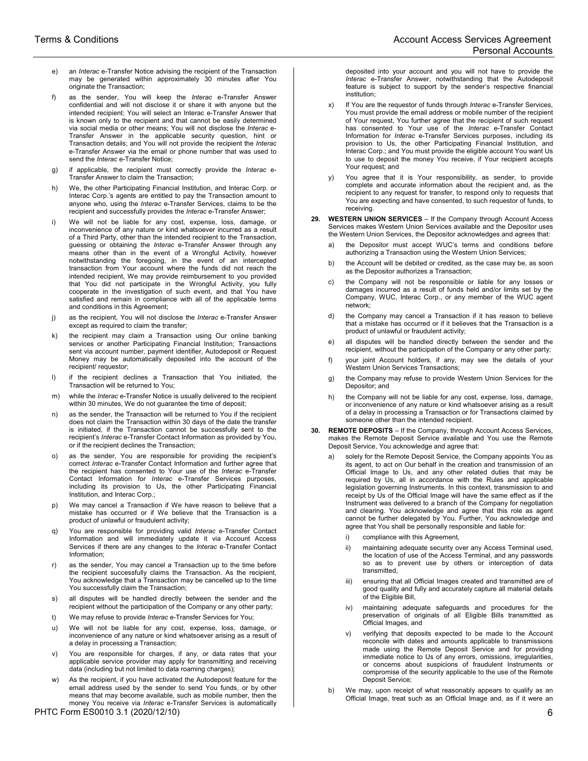e) an *Interac* e-Transfer Notice advising the recipient of the Transaction may be generated within approximately 30 minutes after You originate the Transaction;

f) as the sender, You will keep the *Interac* e-Transfer Answer confidential and will not disclose it or share it with anyone but the intended recipient; You will select an Interac e-Transfer Answer that is known only to the recipient and that cannot be easily determined via social media or other means; You will not disclose the *Interac* e-Transfer Answer in the applicable security question, hint or Transaction details; and You will not provide the recipient the *Interac* e-Transfer Answer via the email or phone number that was used to send the *Interac* e-Transfer Notice;

g) if applicable, the recipient must correctly provide the *Interac* e-Transfer Answer to claim the Transaction;

h) We, the other Participating Financial Institution, and Interac Corp. or Interac Corp.'s agents are entitled to pay the Transaction amount to anyone who, using the *Interac* e-Transfer Services, claims to be the recipient and successfully provides the *Interac* e-Transfer Answer;

i) We will not be liable for any cost, expense, loss, damage, or inconvenience of any nature or kind whatsoever incurred as a result of a Third Party, other than the intended recipient to the Transaction, guessing or obtaining the *Interac* e-Transfer Answer through any means other than in the event of a Wrongful Activity, however notwithstanding the foregoing, in the event of an intercepted transaction from Your account where the funds did not reach the intended recipient, We may provide reimbursement to you provided that You did not participate in the Wrongful Activity, you fully cooperate in the investigation of such event, and that You have satisfied and remain in compliance with all of the applicable terms and conditions in this Agreement;

j) as the recipient, You will not disclose the *Interac* e-Transfer Answer except as required to claim the transfer;

k) the recipient may claim a Transaction using Our online banking services or another Participating Financial Institution; Transactions sent via account number, payment identifier, Autodeposit or Request Money may be automatically deposited into the account of the recipient/ requestor;

l) if the recipient declines a Transaction that You initiated, the Transaction will be returned to You;

m) while the *Interac* e-Transfer Notice is usually delivered to the recipient within 30 minutes, We do not guarantee the time of deposit;

n) as the sender, the Transaction will be returned to You if the recipient does not claim the Transaction within 30 days of the date the transfer is initiated, if the Transaction cannot be successfully sent to the recipient's *Interac* e-Transfer Contact Information as provided by You, or if the recipient declines the Transaction;

o) as the sender, You are responsible for providing the recipient's correct *Interac* e-Transfer Contact Information and further agree that the recipient has consented to Your use of the *Interac* e-Transfer Contact Information for *Interac* e-Transfer Services purposes, including its provision to Us, the other Participating Financial Institution, and Interac Corp.;

p) We may cancel a Transaction if We have reason to believe that a mistake has occurred or if We believe that the Transaction is a product of unlawful or fraudulent activity;

q) You are responsible for providing valid *Interac* e-Transfer Contact Information and will immediately update it via Account Access Services if there are any changes to the *Interac* e-Transfer Contact Information;

r) as the sender, You may cancel a Transaction up to the time before the recipient successfully claims the Transaction. As the recipient, You acknowledge that a Transaction may be cancelled up to the time You successfully claim the Transaction;

s) all disputes will be handled directly between the sender and the recipient without the participation of the Company or any other party;

t) We may refuse to provide *Interac* e-Transfer Services for You;

u) We will not be liable for any cost, expense, loss, damage, or inconvenience of any nature or kind whatsoever arising as a result of a delay in processing a Transaction;

v) You are responsible for charges, if any, or data rates that your applicable service provider may apply for transmitting and receiving data (including but not limited to data roaming charges);

w) As the recipient, if you have activated the Autodeposit feature for the email address used by the sender to send You funds, or by other means that may become available, such as mobile number, then the money You receive via *Interac* e-Transfer Services is automatically deposited into your account and you will not have to provide the *Interac* e-Transfer Answer, notwithstanding that the Autodeposit feature is subject to support by the sender's respective financial institution;

x) If You are the requestor of funds through *Interac* e-Transfer Services, You must provide the email address or mobile number of the recipient of Your request, You further agree that the recipient of such request has consented to Your use of the *Interac* e-Transfer Contact Information for *Interac* e-Transfer Services purposes, including its provision to Us, the other Participating Financial Institution, and Interac Corp.; and You must provide the eligible account You want Us to use to deposit the money You receive, if Your recipient accepts Your request; and

y) You agree that it is Your responsibility, as sender, to provide complete and accurate information about the recipient and, as the recipient to any request for transfer, to respond only to requests that You are expecting and have consented to, such requestor of funds, to receiving.

**29. WESTERN UNION SERVICES** – If the Company through Account Access Services makes Western Union Services available and the Depositor uses the Western Union Services, the Depositor acknowledges and agrees that:

a) the Depositor must accept WUC's terms and conditions before authorizing a Transaction using the Western Union Services;

b) the Account will be debited or credited, as the case may be, as soon as the Depositor authorizes a Transaction;

c) the Company will not be responsible or liable for any losses or damages incurred as a result of funds held and/or limits set by the Company, WUC, Interac Corp., or any member of the WUC agent network;

d) the Company may cancel a Transaction if it has reason to believe that a mistake has occurred or if it believes that the Transaction is a product of unlawful or fraudulent activity;

e) all disputes will be handled directly between the sender and the recipient, without the participation of the Company or any other party;

f) your joint Account holders, if any, may see the details of your Western Union Services Transactions;

g) the Company may refuse to provide Western Union Services for the Depositor; and

h) the Company will not be liable for any cost, expense, loss, damage, or inconvenience of any nature or kind whatsoever arising as a result of a delay in processing a Transaction or for Transactions claimed by someone other than the intended recipient.

**30. REMOTE DEPOSITS** – If the Company, through Account Access Services, makes the Remote Deposit Service available and You use the Remote Deposit Service, You acknowledge and agree that:

a) solely for the Remote Deposit Service, the Company appoints You as its agent, to act on Our behalf in the creation and transmission of an Official Image to Us, and any other related duties that may be required by Us, all in accordance with the Rules and applicable legislation governing Instruments. In this context, transmission to and receipt by Us of the Official Image will have the same effect as if the Instrument was delivered to a branch of the Company for negotiation and clearing. You acknowledge and agree that this role as agent cannot be further delegated by You. Further, You acknowledge and agree that You shall be personally responsible and liable for:

   i) compliance with this Agreement,

   ii) maintaining adequate security over any Access Terminal used, the location of use of the Access Terminal, and any passwords so as to prevent use by others or interception of data transmitted,

   iii) ensuring that all Official Images created and transmitted are of good quality and fully and accurately capture all material details of the Eligible Bill,

   iv) maintaining adequate safeguards and procedures for the preservation of originals of all Eligible Bills transmitted as Official Images, and

   v) verifying that deposits expected to be made to the Account reconcile with dates and amounts applicable to transmissions made using the Remote Deposit Service and for providing immediate notice to Us of any errors, omissions, irregularities, or concerns about suspicions of fraudulent Instruments or compromise of the security applicable to the use of the Remote Deposit Service;

b) We may, upon receipt of what reasonably appears to qualify as an Official Image, treat such as an Official Image and, as if it were an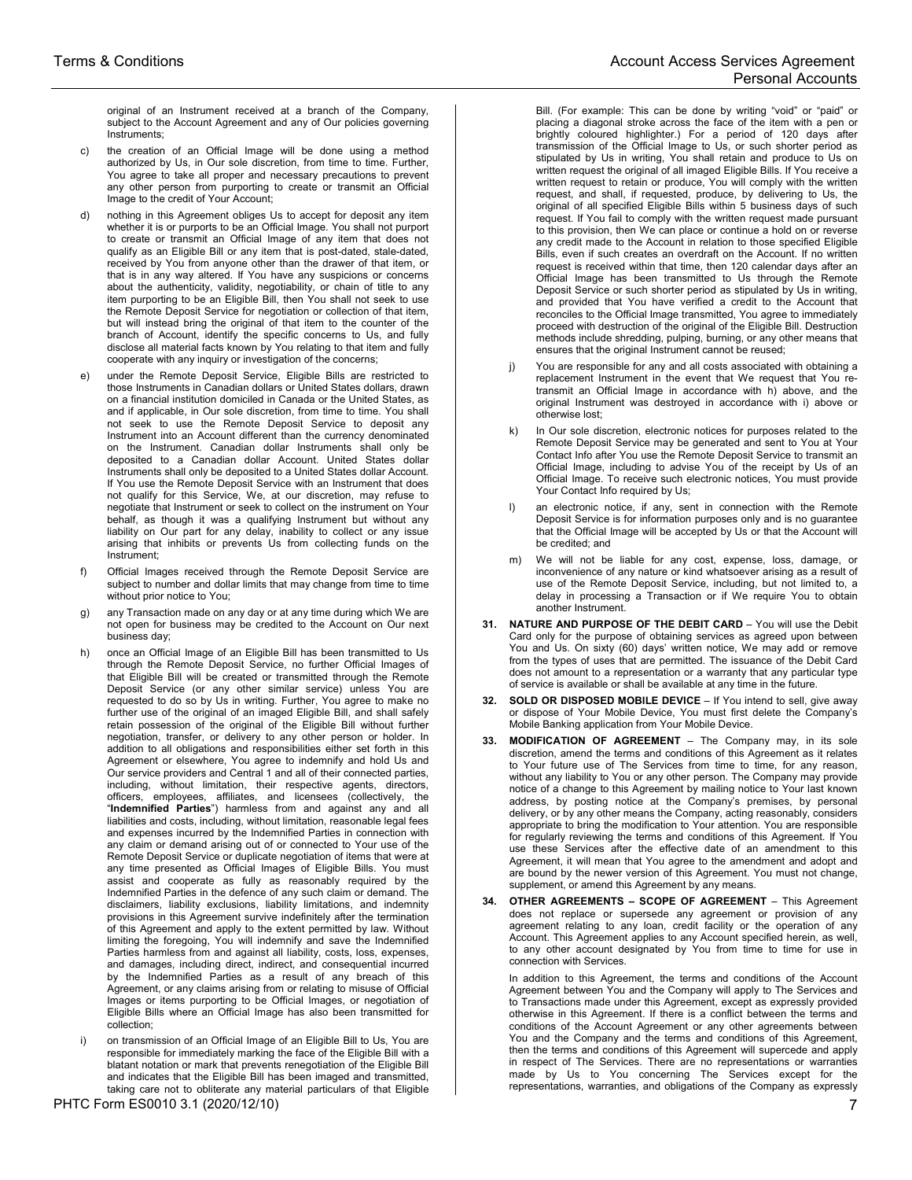original of an Instrument received at a branch of the Company, subject to the Account Agreement and any of Our policies governing Instruments;

c) the creation of an Official Image will be done using a method authorized by Us, in Our sole discretion, from time to time. Further, You agree to take all proper and necessary precautions to prevent any other person from purporting to create or transmit an Official Image to the credit of Your Account;

d) nothing in this Agreement obliges Us to accept for deposit any item whether it is or purports to be an Official Image. You shall not purport to create or transmit an Official Image of any item that does not qualify as an Eligible Bill or any item that is post-dated, stale-dated, received by You from anyone other than the drawer of that item, or that is in any way altered. If You have any suspicions or concerns about the authenticity, validity, negotiability, or chain of title to any item purporting to be an Eligible Bill, then You shall not seek to use the Remote Deposit Service for negotiation or collection of that item, but will instead bring the original of that item to the counter of the branch of Account, identify the specific concerns to Us, and fully disclose all material facts known by You relating to that item and fully cooperate with any inquiry or investigation of the concerns;

e) under the Remote Deposit Service, Eligible Bills are restricted to those Instruments in Canadian dollars or United States dollars, drawn on a financial institution domiciled in Canada or the United States, as and if applicable, in Our sole discretion, from time to time. You shall not seek to use the Remote Deposit Service to deposit any Instrument into an Account different than the currency denominated on the Instrument. Canadian dollar Instruments shall only be deposited to a Canadian dollar Account. United States dollar Instruments shall only be deposited to a United States dollar Account. If You use the Remote Deposit Service with an Instrument that does not qualify for this Service, We, at our discretion, may refuse to negotiate that Instrument or seek to collect on the instrument on Your behalf, as though it was a qualifying Instrument but without any liability on Our part for any delay, inability to collect or any issue arising that inhibits or prevents Us from collecting funds on the Instrument;

f) Official Images received through the Remote Deposit Service are subject to number and dollar limits that may change from time to time without prior notice to You;

g) any Transaction made on any day or at any time during which We are not open for business may be credited to the Account on Our next business day;

h) once an Official Image of an Eligible Bill has been transmitted to Us through the Remote Deposit Service, no further Official Images of that Eligible Bill will be created or transmitted through the Remote Deposit Service (or any other similar service) unless You are requested to do so by Us in writing. Further, You agree to make no further use of the original of an imaged Eligible Bill, and shall safely retain possession of the original of the Eligible Bill without further negotiation, transfer, or delivery to any other person or holder. In addition to all obligations and responsibilities either set forth in this Agreement or elsewhere, You agree to indemnify and hold Us and Our service providers and Central 1 and all of their connected parties, including, without limitation, their respective agents, directors, officers, employees, affiliates, and licensees (collectively, the "**Indemnified Parties**") harmless from and against any and all liabilities and costs, including, without limitation, reasonable legal fees and expenses incurred by the Indemnified Parties in connection with any claim or demand arising out of or connected to Your use of the Remote Deposit Service or duplicate negotiation of items that were at any time presented as Official Images of Eligible Bills. You must assist and cooperate as fully as reasonably required by the Indemnified Parties in the defence of any such claim or demand. The disclaimers, liability exclusions, liability limitations, and indemnity provisions in this Agreement survive indefinitely after the termination of this Agreement and apply to the extent permitted by law. Without limiting the foregoing, You will indemnify and save the Indemnified Parties harmless from and against all liability, costs, loss, expenses, and damages, including direct, indirect, and consequential incurred by the Indemnified Parties as a result of any breach of this Agreement, or any claims arising from or relating to misuse of Official Images or items purporting to be Official Images, or negotiation of Eligible Bills where an Official Image has also been transmitted for collection;

i) on transmission of an Official Image of an Eligible Bill to Us, You are responsible for immediately marking the face of the Eligible Bill with a blatant notation or mark that prevents renegotiation of the Eligible Bill and indicates that the Eligible Bill has been imaged and transmitted, taking care not to obliterate any material particulars of that Eligible Bill. (For example: This can be done by writing "void" or "paid" or placing a diagonal stroke across the face of the item with a pen or brightly coloured highlighter.) For a period of 120 days after transmission of the Official Image to Us, or such shorter period as stipulated by Us in writing, You shall retain and produce to Us on written request the original of all imaged Eligible Bills. If You receive a written request to retain or produce, You will comply with the written request, and shall, if requested, produce, by delivering to Us, the original of all specified Eligible Bills within 5 business days of such request. If You fail to comply with the written request made pursuant to this provision, then We can place or continue a hold on or reverse any credit made to the Account in relation to those specified Eligible Bills, even if such creates an overdraft on the Account. If no written request is received within that time, then 120 calendar days after an Official Image has been transmitted to Us through the Remote Deposit Service or such shorter period as stipulated by Us in writing, and provided that You have verified a credit to the Account that reconciles to the Official Image transmitted, You agree to immediately proceed with destruction of the original of the Eligible Bill. Destruction methods include shredding, pulping, burning, or any other means that ensures that the original Instrument cannot be reused;

j) You are responsible for any and all costs associated with obtaining a replacement Instrument in the event that We request that You re-transmit an Official Image in accordance with h) above, and the original Instrument was destroyed in accordance with i) above or otherwise lost;

k) In Our sole discretion, electronic notices for purposes related to the Remote Deposit Service may be generated and sent to You at Your Contact Info after You use the Remote Deposit Service to transmit an Official Image, including to advise You of the receipt by Us of an Official Image. To receive such electronic notices, You must provide Your Contact Info required by Us;

l) an electronic notice, if any, sent in connection with the Remote Deposit Service is for information purposes only and is no guarantee that the Official Image will be accepted by Us or that the Account will be credited; and

m) We will not be liable for any cost, expense, loss, damage, or inconvenience of any nature or kind whatsoever arising as a result of use of the Remote Deposit Service, including, but not limited to, a delay in processing a Transaction or if We require You to obtain another Instrument.

**31. NATURE AND PURPOSE OF THE DEBIT CARD** – You will use the Debit Card only for the purpose of obtaining services as agreed upon between You and Us. On sixty (60) days' written notice, We may add or remove from the types of uses that are permitted. The issuance of the Debit Card does not amount to a representation or a warranty that any particular type of service is available or shall be available at any time in the future.

**32. SOLD OR DISPOSED MOBILE DEVICE** – If You intend to sell, give away or dispose of Your Mobile Device, You must first delete the Company's Mobile Banking application from Your Mobile Device.

**33. MODIFICATION OF AGREEMENT** – The Company may, in its sole discretion, amend the terms and conditions of this Agreement as it relates to Your future use of The Services from time to time, for any reason, without any liability to You or any other person. The Company may provide notice of a change to this Agreement by mailing notice to Your last known address, by posting notice at the Company's premises, by personal delivery, or by any other means the Company, acting reasonably, considers appropriate to bring the modification to Your attention. You are responsible for regularly reviewing the terms and conditions of this Agreement. If You use these Services after the effective date of an amendment to this Agreement, it will mean that You agree to the amendment and adopt and are bound by the newer version of this Agreement. You must not change, supplement, or amend this Agreement by any means.

**34. OTHER AGREEMENTS – SCOPE OF AGREEMENT** – This Agreement does not replace or supersede any agreement or provision of any agreement relating to any loan, credit facility or the operation of any Account. This Agreement applies to any Account specified herein, as well, to any other account designated by You from time to time for use in connection with Services.

In addition to this Agreement, the terms and conditions of the Account Agreement between You and the Company will apply to The Services and to Transactions made under this Agreement, except as expressly provided otherwise in this Agreement. If there is a conflict between the terms and conditions of the Account Agreement or any other agreements between You and the Company and the terms and conditions of this Agreement, then the terms and conditions of this Agreement will supercede and apply in respect of The Services. There are no representations or warranties made by Us to You concerning The Services except for the representations, warranties, and obligations of the Company as expressly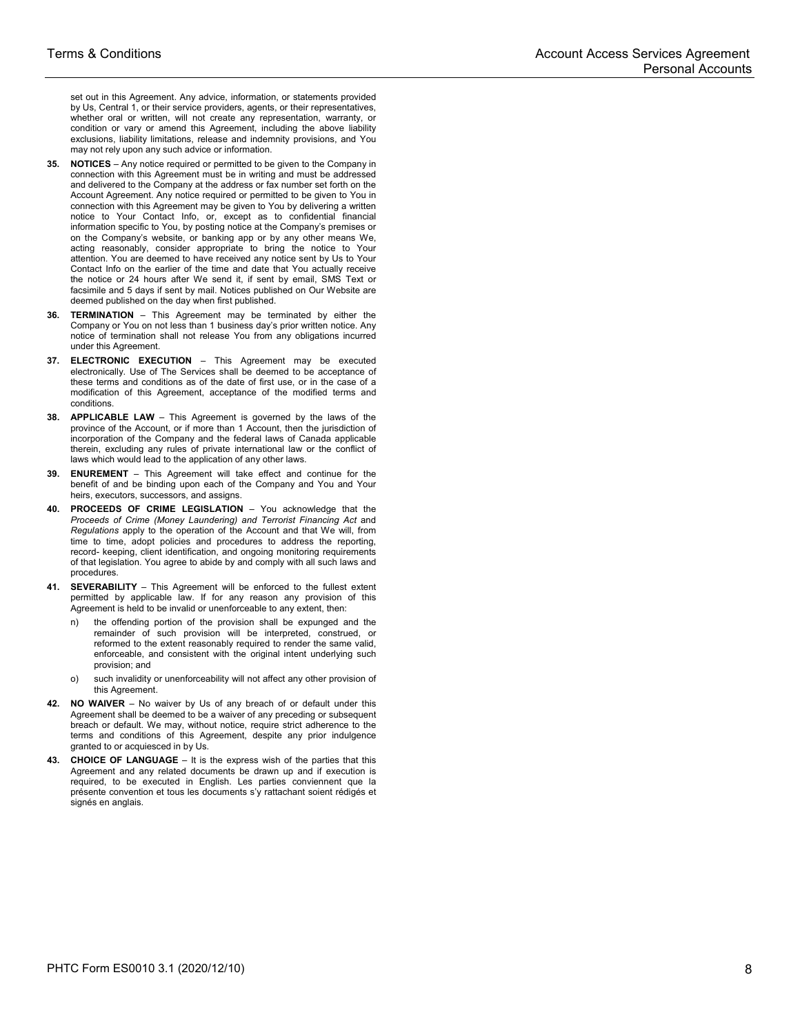set out in this Agreement. Any advice, information, or statements provided by Us, Central 1, or their service providers, agents, or their representatives, whether oral or written, will not create any representation, warranty, or condition or vary or amend this Agreement, including the above liability exclusions, liability limitations, release and indemnity provisions, and You may not rely upon any such advice or information.

**35. NOTICES** – Any notice required or permitted to be given to the Company in connection with this Agreement must be in writing and must be addressed and delivered to the Company at the address or fax number set forth on the Account Agreement. Any notice required or permitted to be given to You in connection with this Agreement may be given to You by delivering a written notice to Your Contact Info, or, except as to confidential financial information specific to You, by posting notice at the Company's premises or on the Company's website, or banking app or by any other means We, acting reasonably, consider appropriate to bring the notice to Your attention. You are deemed to have received any notice sent by Us to Your Contact Info on the earlier of the time and date that You actually receive the notice or 24 hours after We send it, if sent by email, SMS Text or facsimile and 5 days if sent by mail. Notices published on Our Website are deemed published on the day when first published.

**36. TERMINATION** – This Agreement may be terminated by either the Company or You on not less than 1 business day's prior written notice. Any notice of termination shall not release You from any obligations incurred under this Agreement.

**37. ELECTRONIC EXECUTION** – This Agreement may be executed electronically. Use of The Services shall be deemed to be acceptance of these terms and conditions as of the date of first use, or in the case of a modification of this Agreement, acceptance of the modified terms and conditions.

**38. APPLICABLE LAW** – This Agreement is governed by the laws of the province of the Account, or if more than 1 Account, then the jurisdiction of incorporation of the Company and the federal laws of Canada applicable therein, excluding any rules of private international law or the conflict of laws which would lead to the application of any other laws.

**39. ENUREMENT** – This Agreement will take effect and continue for the benefit of and be binding upon each of the Company and You and Your heirs, executors, successors, and assigns.

**40. PROCEEDS OF CRIME LEGISLATION** – You acknowledge that the *Proceeds of Crime (Money Laundering) and Terrorist Financing Act* and *Regulations* apply to the operation of the Account and that We will, from time to time, adopt policies and procedures to address the reporting, record- keeping, client identification, and ongoing monitoring requirements of that legislation. You agree to abide by and comply with all such laws and procedures.

**41. SEVERABILITY** – This Agreement will be enforced to the fullest extent permitted by applicable law. If for any reason any provision of this Agreement is held to be invalid or unenforceable to any extent, then:

n) the offending portion of the provision shall be expunged and the remainder of such provision will be interpreted, construed, or reformed to the extent reasonably required to render the same valid, enforceable, and consistent with the original intent underlying such provision; and

o) such invalidity or unenforceability will not affect any other provision of this Agreement.

**42. NO WAIVER** – No waiver by Us of any breach of or default under this Agreement shall be deemed to be a waiver of any preceding or subsequent breach or default. We may, without notice, require strict adherence to the terms and conditions of this Agreement, despite any prior indulgence granted to or acquiesced in by Us.

**43. CHOICE OF LANGUAGE** – It is the express wish of the parties that this Agreement and any related documents be drawn up and if execution is required, to be executed in English. Les parties conviennent que la présente convention et tous les documents s'y rattachant soient rédigés et signés en anglais.